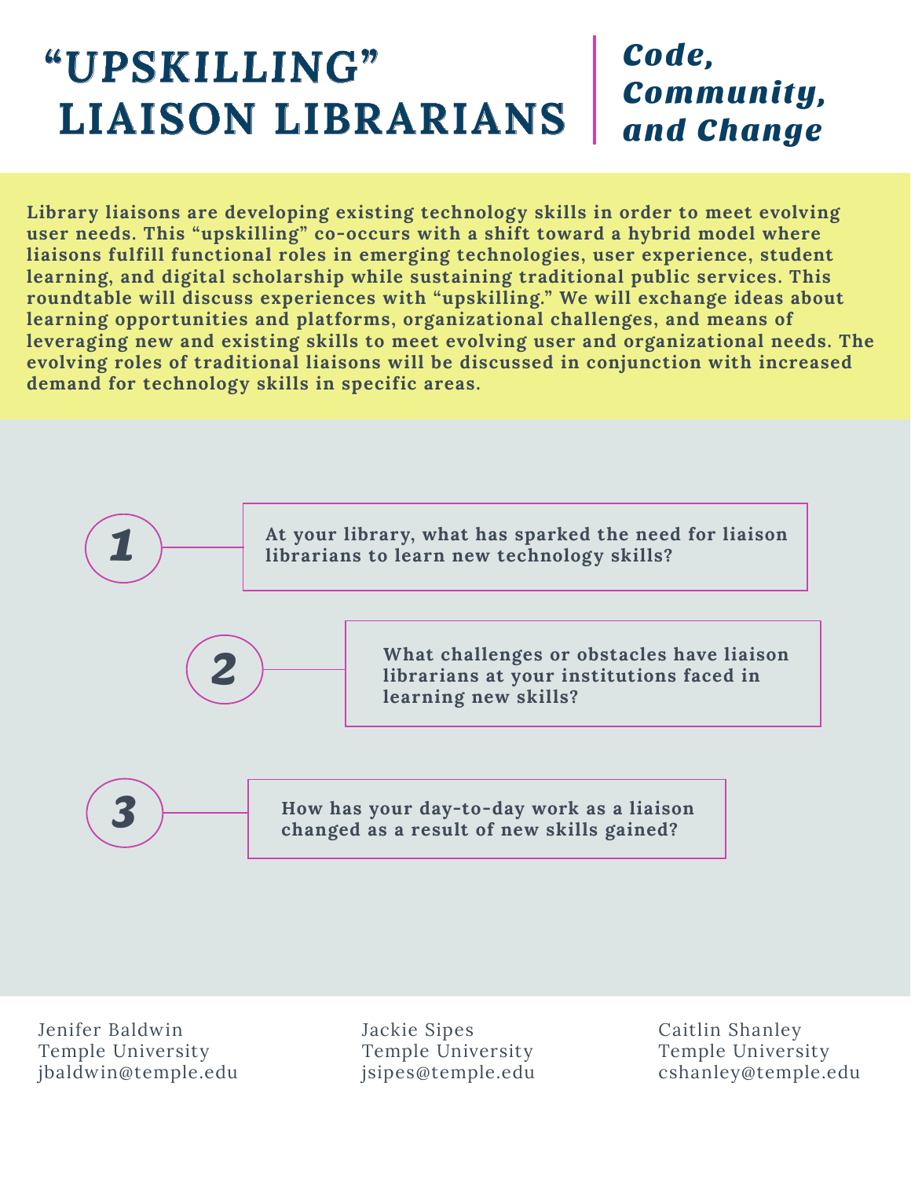# "UPSKILLING" LIAISON LIBRARIANS

## *Code, Community, and Change*

**Library liaisons are developing existing technology skills in order to meet evolving user needs. This "upskilling" co-occurs with a shift toward a hybrid model where liaisons fulfill functional roles in emerging technologies, user experience, student learning, and digital scholarship while sustaining traditional public services. This roundtable will discuss experiences with "upskilling." We will exchange ideas about learning opportunities and platforms, organizational challenges, and means of leveraging new and existing skills to meet evolving user and organizational needs. The evolving roles of traditional liaisons will be discussed in conjunction with increased demand for technology skills in specific areas.**

1. **At your library, what has sparked the need for liaison librarians to learn new technology skills?**

2. **What challenges or obstacles have liaison librarians at your institutions faced in learning new skills?**

3. **How has your day-to-day work as a liaison changed as a result of new skills gained?**

Jenifer Baldwin
Temple University
jbaldwin@temple.edu

Jackie Sipes
Temple University
jsipes@temple.edu

Caitlin Shanley
Temple University
cshanley@temple.edu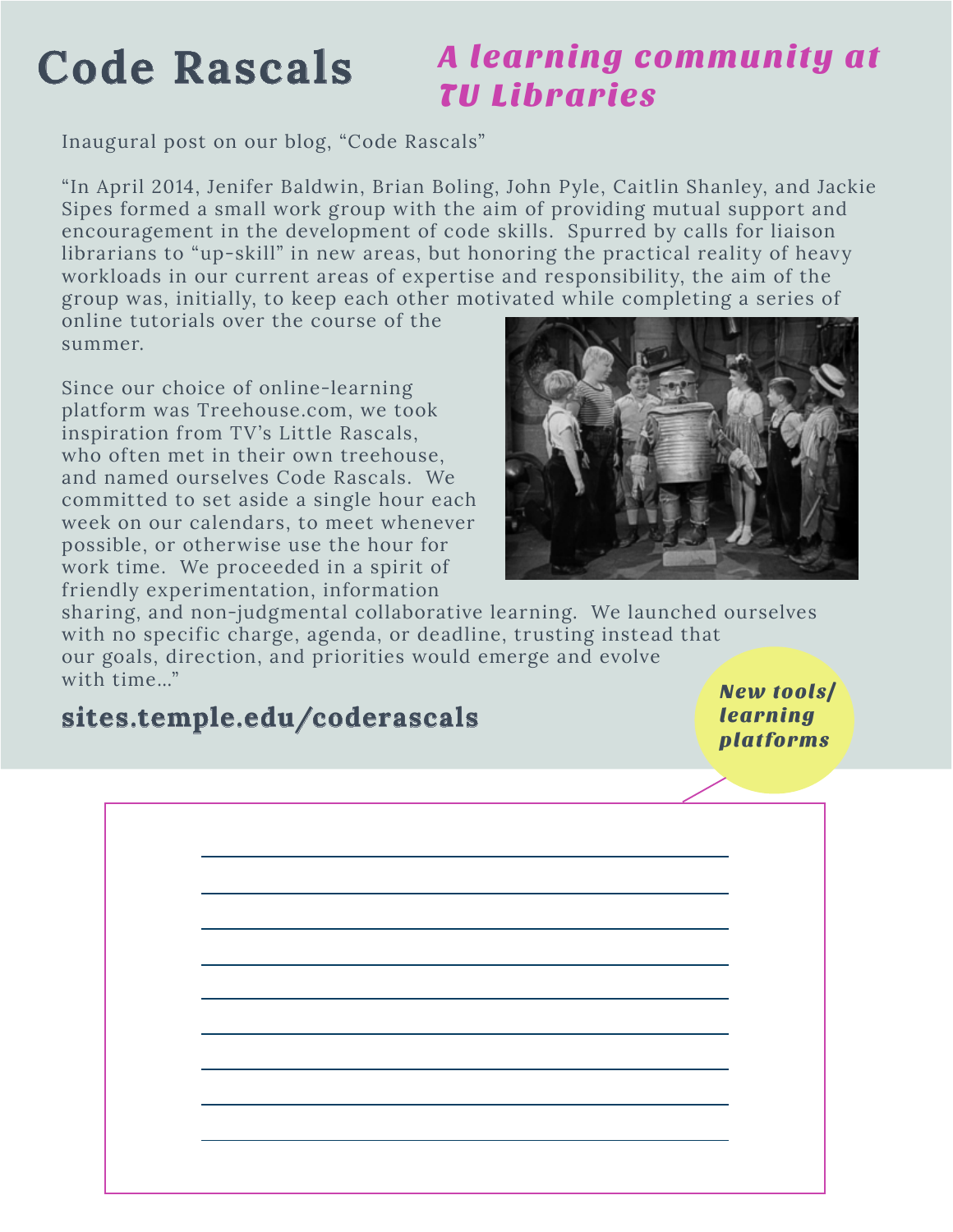# Code Rascals

***A learning community at TU Libraries***

Inaugural post on our blog, "Code Rascals"

"In April 2014, Jenifer Baldwin, Brian Boling, John Pyle, Caitlin Shanley, and Jackie Sipes formed a small work group with the aim of providing mutual support and encouragement in the development of code skills. Spurred by calls for liaison librarians to "up-skill" in new areas, but honoring the practical reality of heavy workloads in our current areas of expertise and responsibility, the aim of the group was, initially, to keep each other motivated while completing a series of online tutorials over the course of the summer.

Since our choice of online-learning platform was Treehouse.com, we took inspiration from TV's Little Rascals, who often met in their own treehouse, and named ourselves Code Rascals. We committed to set aside a single hour each week on our calendars, to meet whenever possible, or otherwise use the hour for work time. We proceeded in a spirit of friendly experimentation, information sharing, and non-judgmental collaborative learning. We launched ourselves with no specific charge, agenda, or deadline, trusting instead that our goals, direction, and priorities would emerge and evolve with time..."

**sites.temple.edu/coderascals**

***New tools/ learning platforms***